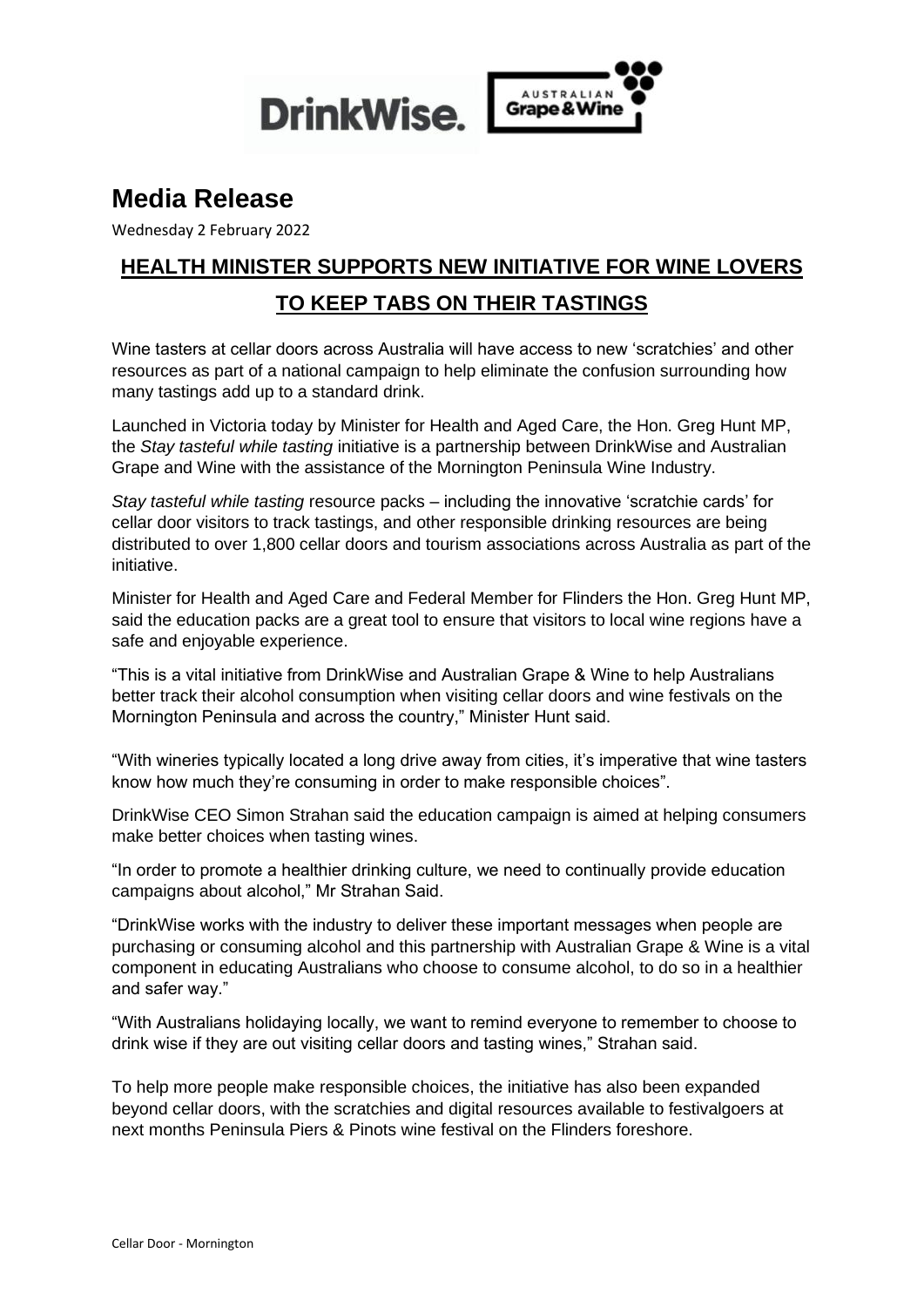DrinkWise. AUSTRALIAN Grape & Wine

# Media Release

Wednesday 2 February 2022

## HEALTH MINISTER SUPPORTS NEW INITIATIVE FOR WINE LOVERS TO KEEP TABS ON THEIR TASTINGS

Wine tasters at cellar doors across Australia will have access to new 'scratchies' and other resources as part of a national campaign to help eliminate the confusion surrounding how many tastings add up to a standard drink.

Launched in Victoria today by Minister for Health and Aged Care, the Hon. Greg Hunt MP, the *Stay tasteful while tasting* initiative is a partnership between DrinkWise and Australian Grape and Wine with the assistance of the Mornington Peninsula Wine Industry.

*Stay tasteful while tasting* resource packs – including the innovative 'scratchie cards' for cellar door visitors to track tastings, and other responsible drinking resources are being distributed to over 1,800 cellar doors and tourism associations across Australia as part of the initiative.

Minister for Health and Aged Care and Federal Member for Flinders the Hon. Greg Hunt MP, said the education packs are a great tool to ensure that visitors to local wine regions have a safe and enjoyable experience.

"This is a vital initiative from DrinkWise and Australian Grape & Wine to help Australians better track their alcohol consumption when visiting cellar doors and wine festivals on the Mornington Peninsula and across the country," Minister Hunt said.

"With wineries typically located a long drive away from cities, it's imperative that wine tasters know how much they're consuming in order to make responsible choices".

DrinkWise CEO Simon Strahan said the education campaign is aimed at helping consumers make better choices when tasting wines.

"In order to promote a healthier drinking culture, we need to continually provide education campaigns about alcohol," Mr Strahan Said.

"DrinkWise works with the industry to deliver these important messages when people are purchasing or consuming alcohol and this partnership with Australian Grape & Wine is a vital component in educating Australians who choose to consume alcohol, to do so in a healthier and safer way."

"With Australians holidaying locally, we want to remind everyone to remember to choose to drink wise if they are out visiting cellar doors and tasting wines," Strahan said.

To help more people make responsible choices, the initiative has also been expanded beyond cellar doors, with the scratchies and digital resources available to festivalgoers at next months Peninsula Piers & Pinots wine festival on the Flinders foreshore.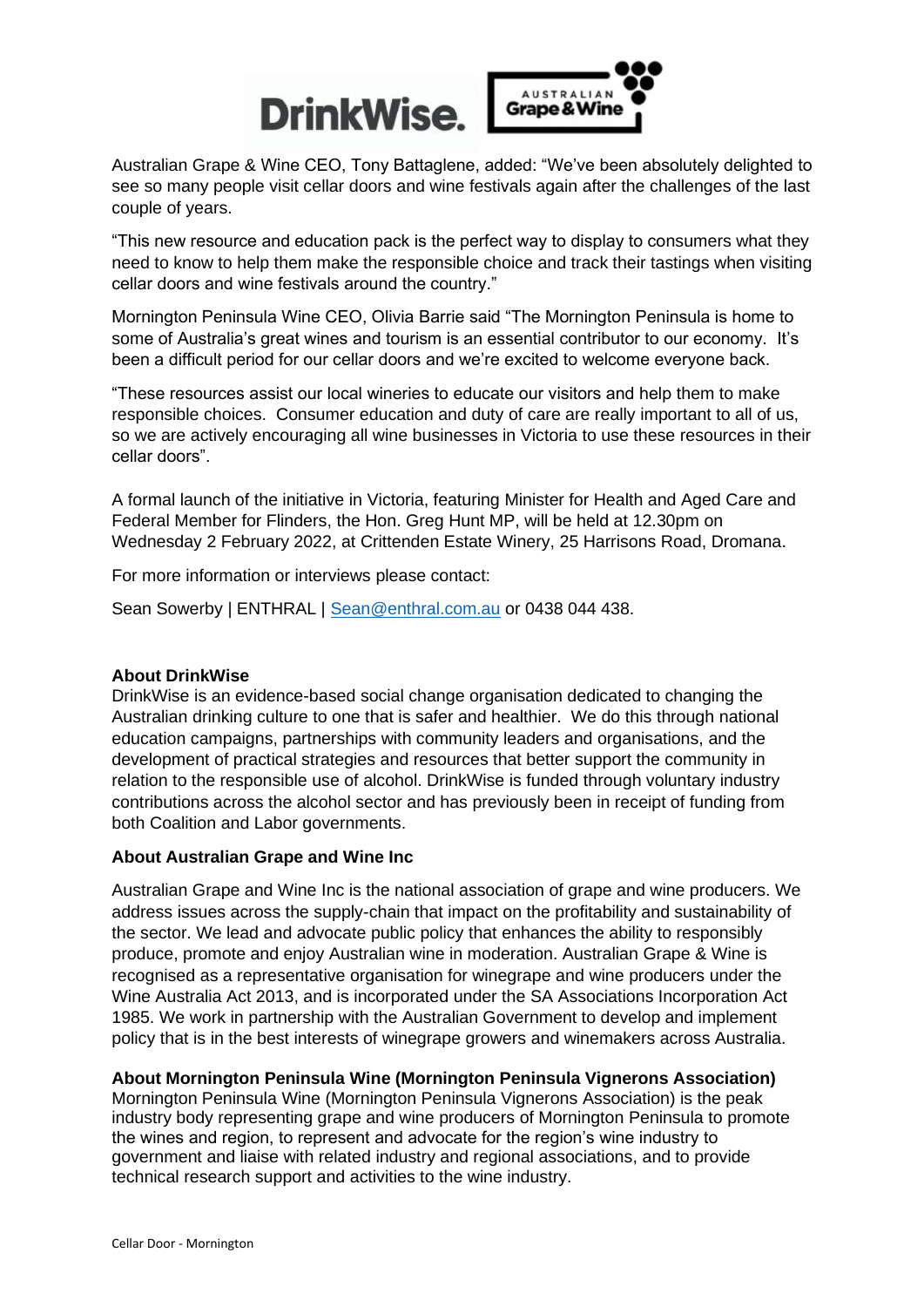Australian Grape & Wine CEO, Tony Battaglene, added: "We've been absolutely delighted to see so many people visit cellar doors and wine festivals again after the challenges of the last couple of years.

"This new resource and education pack is the perfect way to display to consumers what they need to know to help them make the responsible choice and track their tastings when visiting cellar doors and wine festivals around the country."

Mornington Peninsula Wine CEO, Olivia Barrie said "The Mornington Peninsula is home to some of Australia's great wines and tourism is an essential contributor to our economy. It's been a difficult period for our cellar doors and we're excited to welcome everyone back.

"These resources assist our local wineries to educate our visitors and help them to make responsible choices. Consumer education and duty of care are really important to all of us, so we are actively encouraging all wine businesses in Victoria to use these resources in their cellar doors".

A formal launch of the initiative in Victoria, featuring Minister for Health and Aged Care and Federal Member for Flinders, the Hon. Greg Hunt MP, will be held at 12.30pm on Wednesday 2 February 2022, at Crittenden Estate Winery, 25 Harrisons Road, Dromana.

For more information or interviews please contact:

Sean Sowerby | ENTHRAL | Sean@enthral.com.au or 0438 044 438.

**About DrinkWise**

DrinkWise is an evidence-based social change organisation dedicated to changing the Australian drinking culture to one that is safer and healthier. We do this through national education campaigns, partnerships with community leaders and organisations, and the development of practical strategies and resources that better support the community in relation to the responsible use of alcohol. DrinkWise is funded through voluntary industry contributions across the alcohol sector and has previously been in receipt of funding from both Coalition and Labor governments.

**About Australian Grape and Wine Inc**

Australian Grape and Wine Inc is the national association of grape and wine producers. We address issues across the supply-chain that impact on the profitability and sustainability of the sector. We lead and advocate public policy that enhances the ability to responsibly produce, promote and enjoy Australian wine in moderation. Australian Grape & Wine is recognised as a representative organisation for winegrape and wine producers under the Wine Australia Act 2013, and is incorporated under the SA Associations Incorporation Act 1985. We work in partnership with the Australian Government to develop and implement policy that is in the best interests of winegrape growers and winemakers across Australia.

**About Mornington Peninsula Wine (Mornington Peninsula Vignerons Association)**

Mornington Peninsula Wine (Mornington Peninsula Vignerons Association) is the peak industry body representing grape and wine producers of Mornington Peninsula to promote the wines and region, to represent and advocate for the region's wine industry to government and liaise with related industry and regional associations, and to provide technical research support and activities to the wine industry.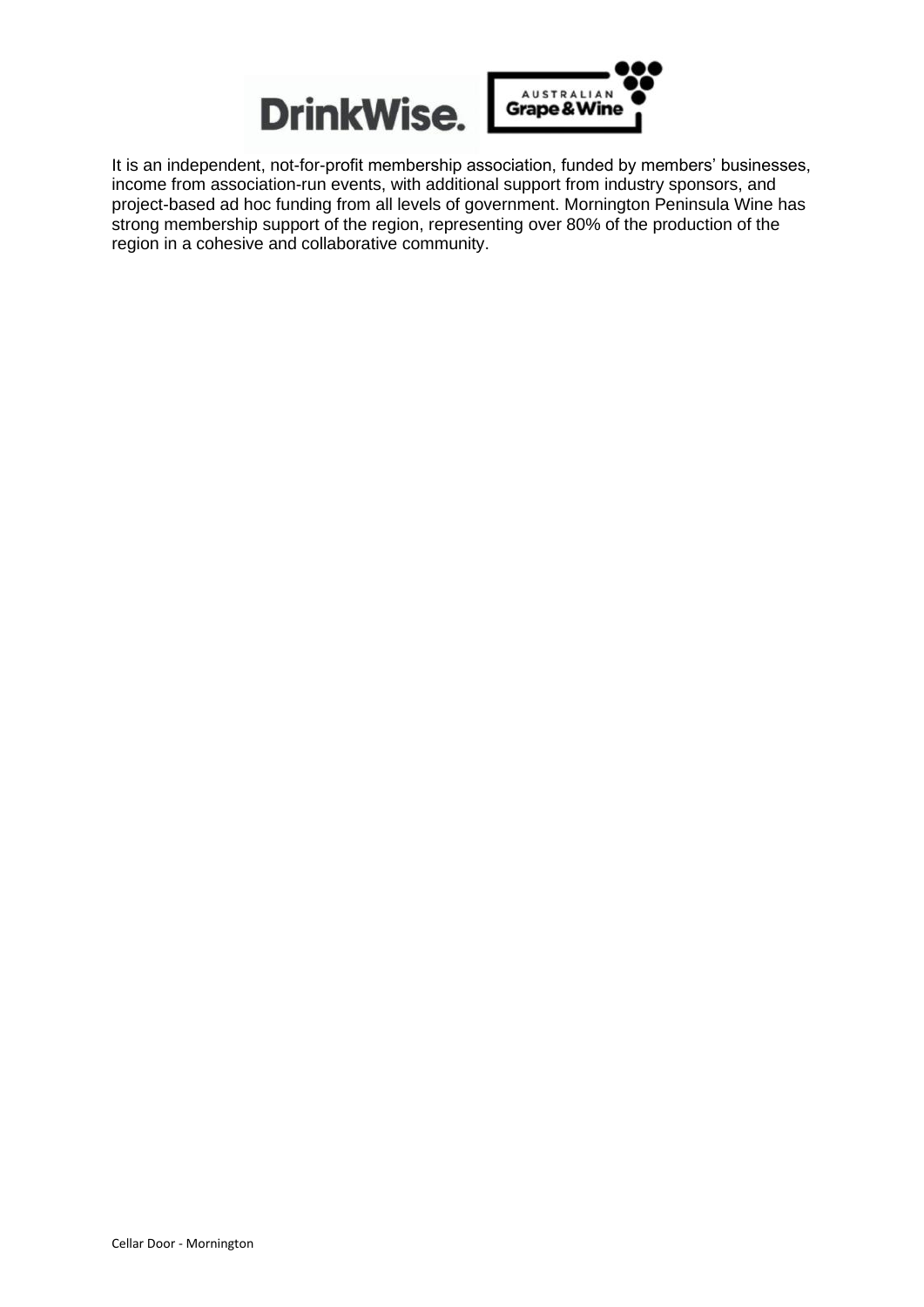It is an independent, not-for-profit membership association, funded by members' businesses, income from association-run events, with additional support from industry sponsors, and project-based ad hoc funding from all levels of government. Mornington Peninsula Wine has strong membership support of the region, representing over 80% of the production of the region in a cohesive and collaborative community.